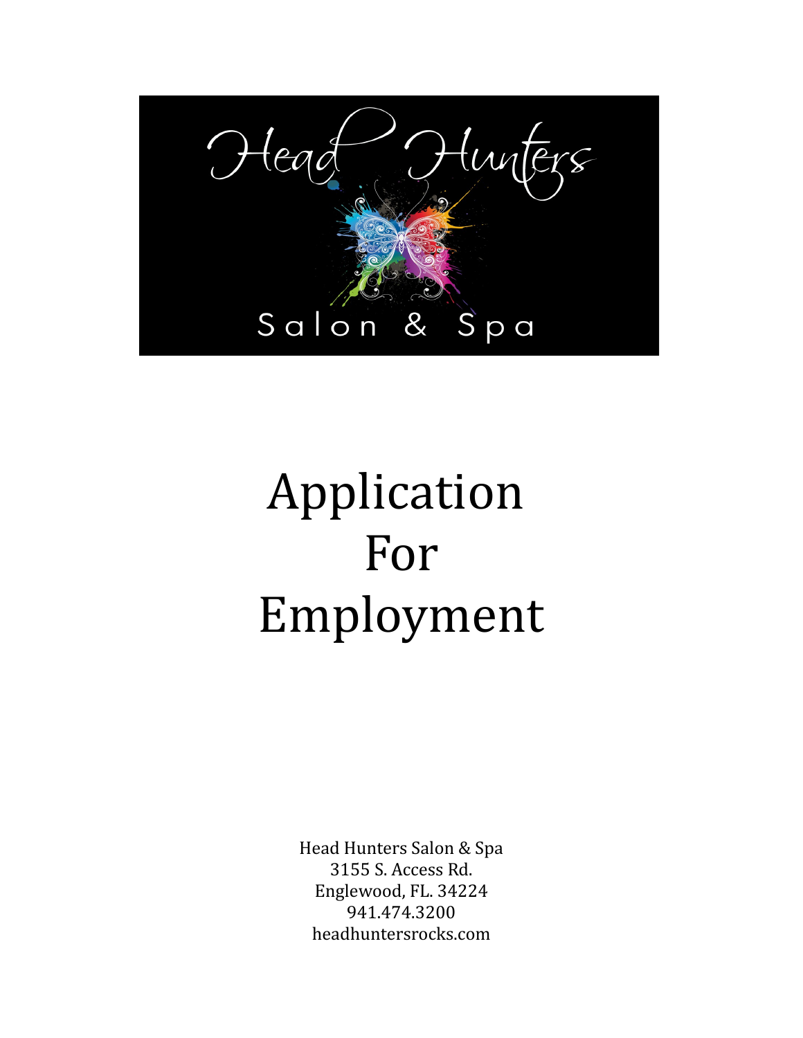Head Hunters

Salon & Spa

# Application For Employment

Head Hunters Salon & Spa
3155 S. Access Rd.
Englewood, FL. 34224
941.474.3200
headhuntersrocks.com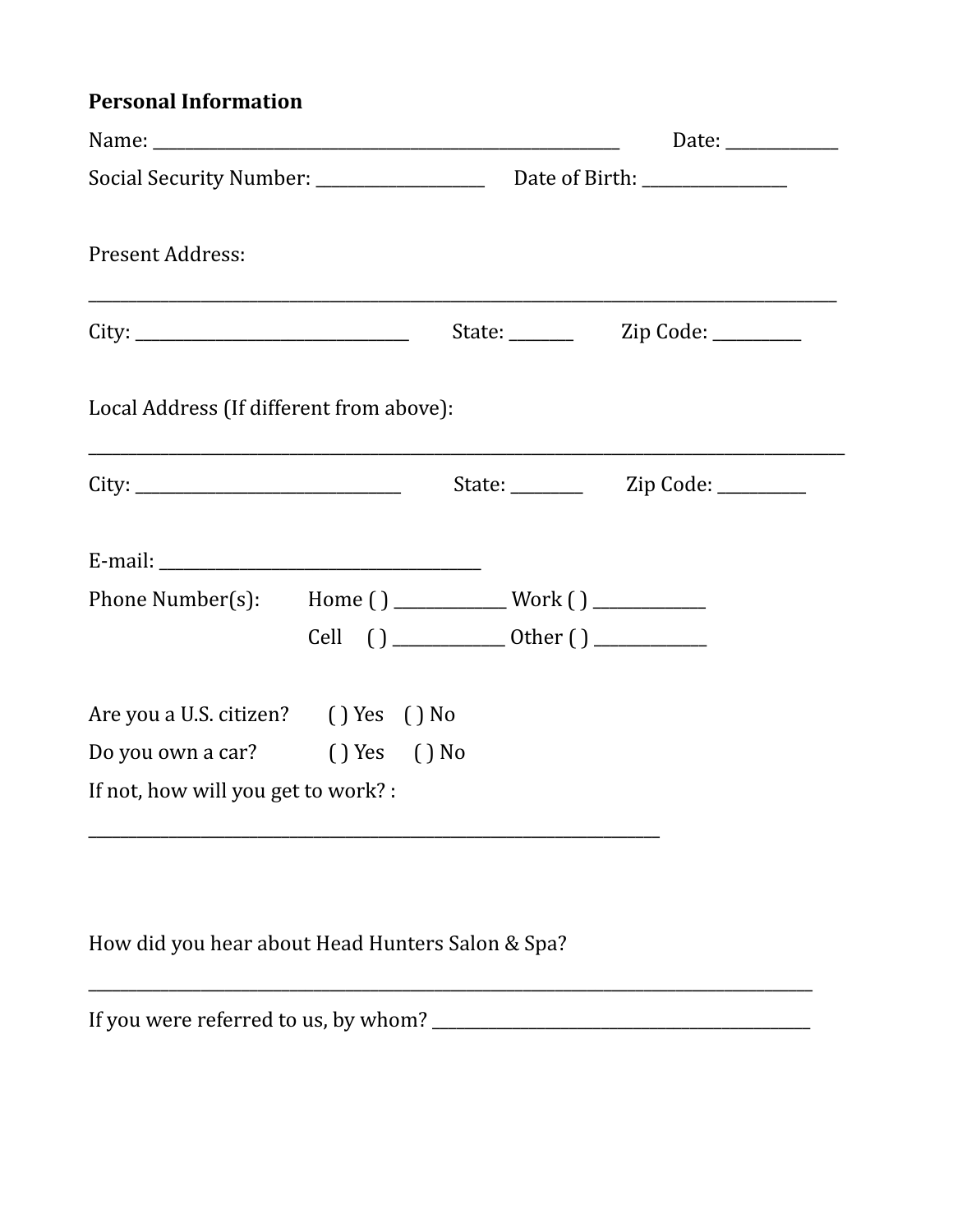**Personal Information**

Name: ________________________________________________________ Date: _____________

Social Security Number: ____________________ Date of Birth: ________________

Present Address:

_________________________________________________________________________________________

City: ________________________________ State: _______ Zip Code: __________

Local Address (If different from above):

_________________________________________________________________________________________

City: _______________________________ State: ________ Zip Code: __________

E-mail: ______________________________________

Phone Number(s): Home ( ) _____________ Work ( ) _____________

Cell ( ) _____________ Other ( ) _____________

Are you a U.S. citizen? ( ) Yes ( ) No

Do you own a car? ( ) Yes ( ) No

If not, how will you get to work? :

___________________________________________________________________

How did you hear about Head Hunters Salon & Spa?

_____________________________________________________________________________________

If you were referred to us, by whom? ____________________________________________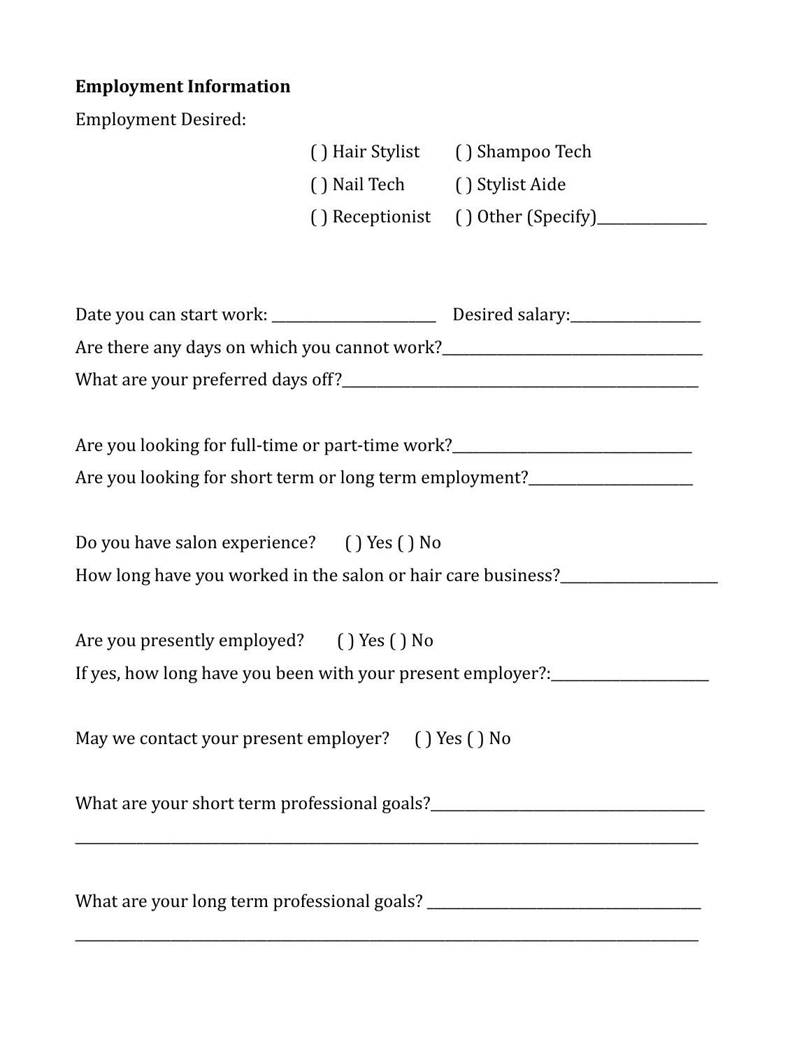**Employment Information**

Employment Desired:

( ) Hair Stylist ( ) Shampoo Tech

( ) Nail Tech ( ) Stylist Aide

( ) Receptionist ( ) Other (Specify)_______________

Date you can start work: _______________________ Desired salary:__________________

Are there any days on which you cannot work?____________________________________

What are your preferred days off?__________________________________________________

Are you looking for full-time or part-time work?__________________________________

Are you looking for short term or long term employment?_______________________

Do you have salon experience? ( ) Yes ( ) No

How long have you worked in the salon or hair care business?______________________

Are you presently employed? ( ) Yes ( ) No

If yes, how long have you been with your present employer?:______________________

May we contact your present employer? ( ) Yes ( ) No

What are your short term professional goals?_____________________________________

_____________________________________________________________________________________

What are your long term professional goals? ______________________________________

_____________________________________________________________________________________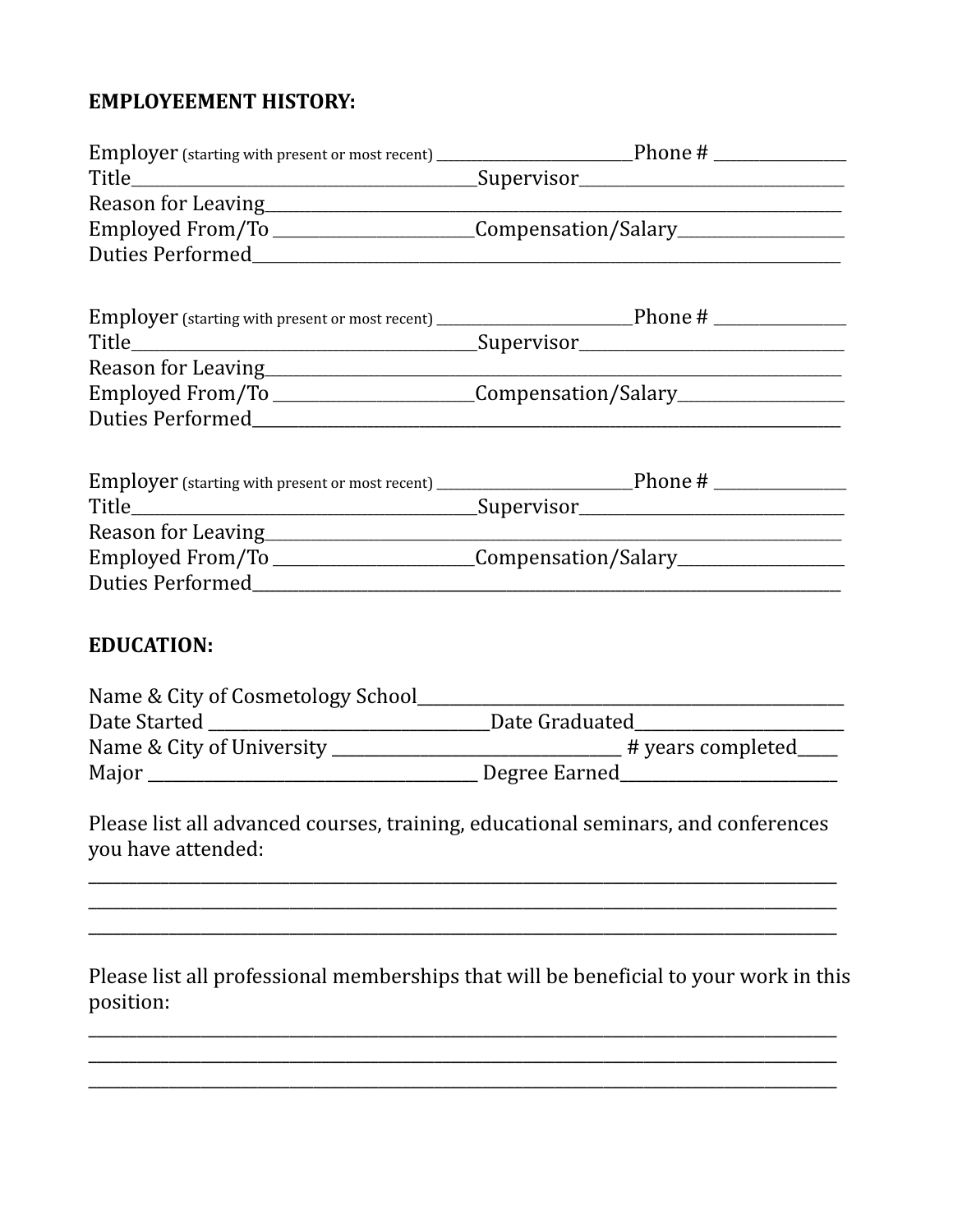**EMPLOYEEEMENT HISTORY:**

Employer (starting with present or most recent) ___________________________Phone # _________________
Title_____________________________________________Supervisor__________________________________
Reason for Leaving__________________________________________________________________________
Employed From/To ________________________Compensation/Salary____________________
Duties Performed____________________________________________________________________________

Employer (starting with present or most recent) ___________________________Phone # _________________
Title_____________________________________________Supervisor__________________________________
Reason for Leaving__________________________________________________________________________
Employed From/To ________________________Compensation/Salary____________________
Duties Performed____________________________________________________________________________

Employer (starting with present or most recent) ___________________________Phone # _________________
Title_____________________________________________Supervisor__________________________________
Reason for Leaving__________________________________________________________________________
Employed From/To ________________________Compensation/Salary____________________
Duties Performed____________________________________________________________________________

**EDUCATION:**

Name & City of Cosmetology School_____________________________________________________
Date Started __________________________________Date Graduated_________________________
Name & City of University ____________________________________ # years completed_____
Major __________________________________________ Degree Earned___________________________

Please list all advanced courses, training, educational seminars, and conferences you have attended:

______________________________________________________________________________________________
______________________________________________________________________________________________
______________________________________________________________________________________________

Please list all professional memberships that will be beneficial to your work in this position:

______________________________________________________________________________________________
______________________________________________________________________________________________
______________________________________________________________________________________________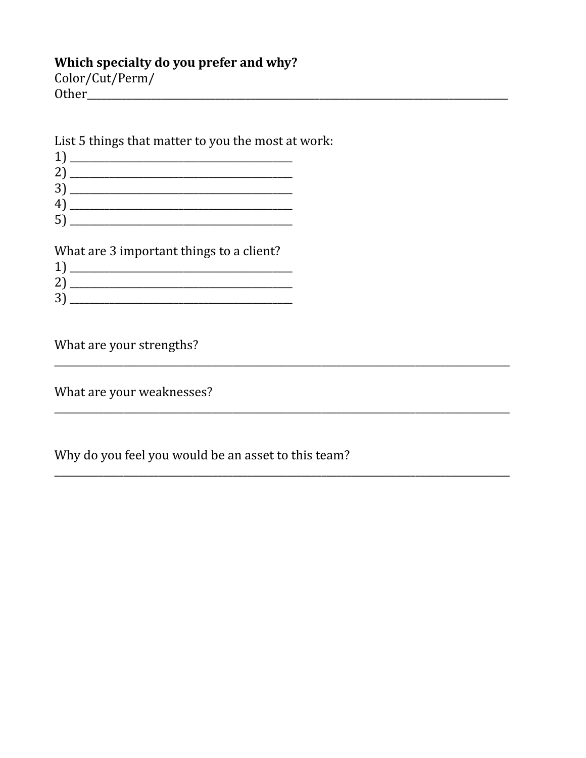**Which specialty do you prefer and why?**
Color/Cut/Perm/
Other_______________________________________________________________________________

List 5 things that matter to you the most at work:
1) ____________________________________________
2) ____________________________________________
3) ____________________________________________
4) ____________________________________________
5) ____________________________________________

What are 3 important things to a client?
1) ____________________________________________
2) ____________________________________________
3) ____________________________________________

What are your strengths?
__________________________________________________________________________________________

What are your weaknesses?
__________________________________________________________________________________________

Why do you feel you would be an asset to this team?
__________________________________________________________________________________________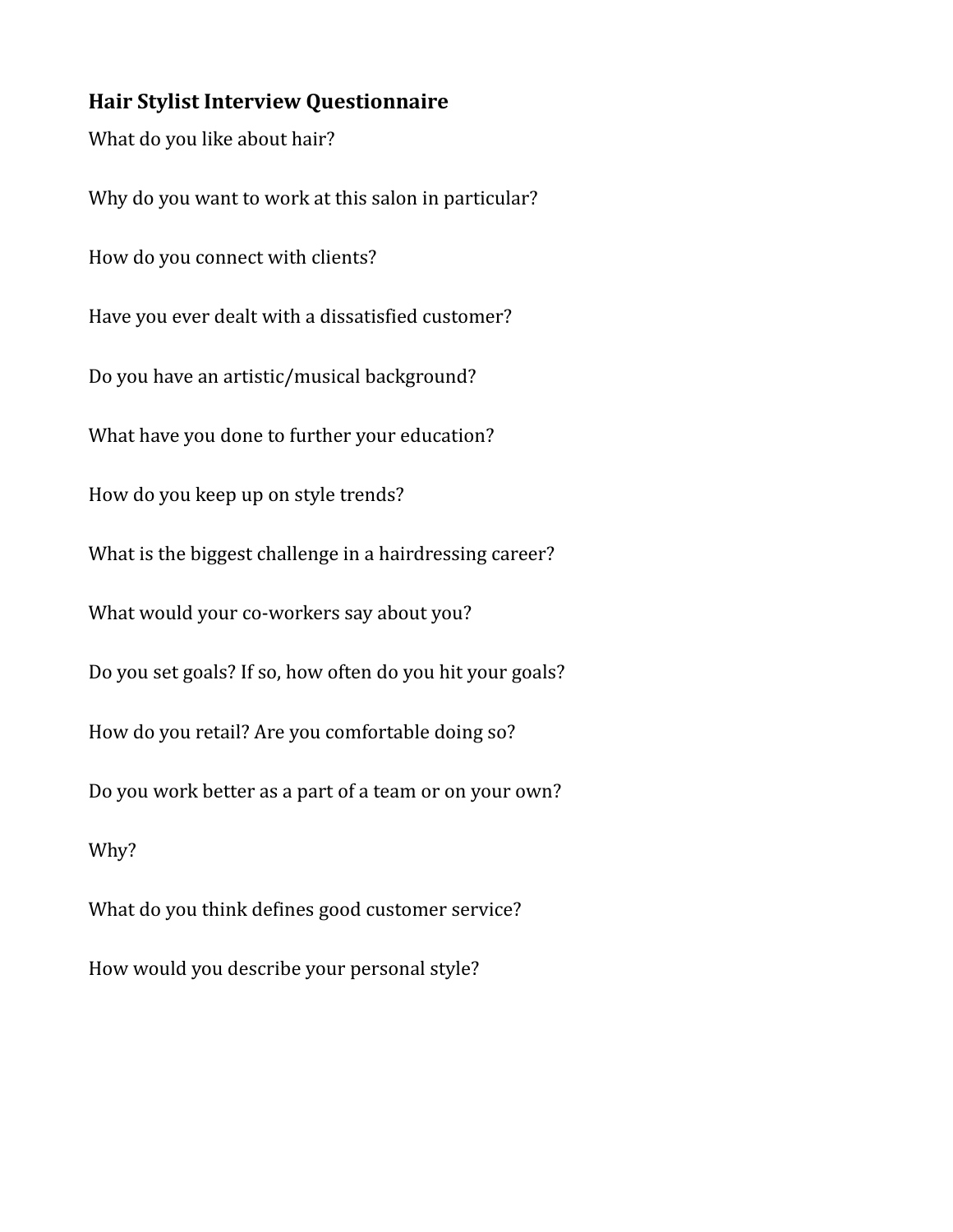**Hair Stylist Interview Questionnaire**

What do you like about hair?

Why do you want to work at this salon in particular?

How do you connect with clients?

Have you ever dealt with a dissatisfied customer?

Do you have an artistic/musical background?

What have you done to further your education?

How do you keep up on style trends?

What is the biggest challenge in a hairdressing career?

What would your co-workers say about you?

Do you set goals? If so, how often do you hit your goals?

How do you retail? Are you comfortable doing so?

Do you work better as a part of a team or on your own?

Why?

What do you think defines good customer service?

How would you describe your personal style?